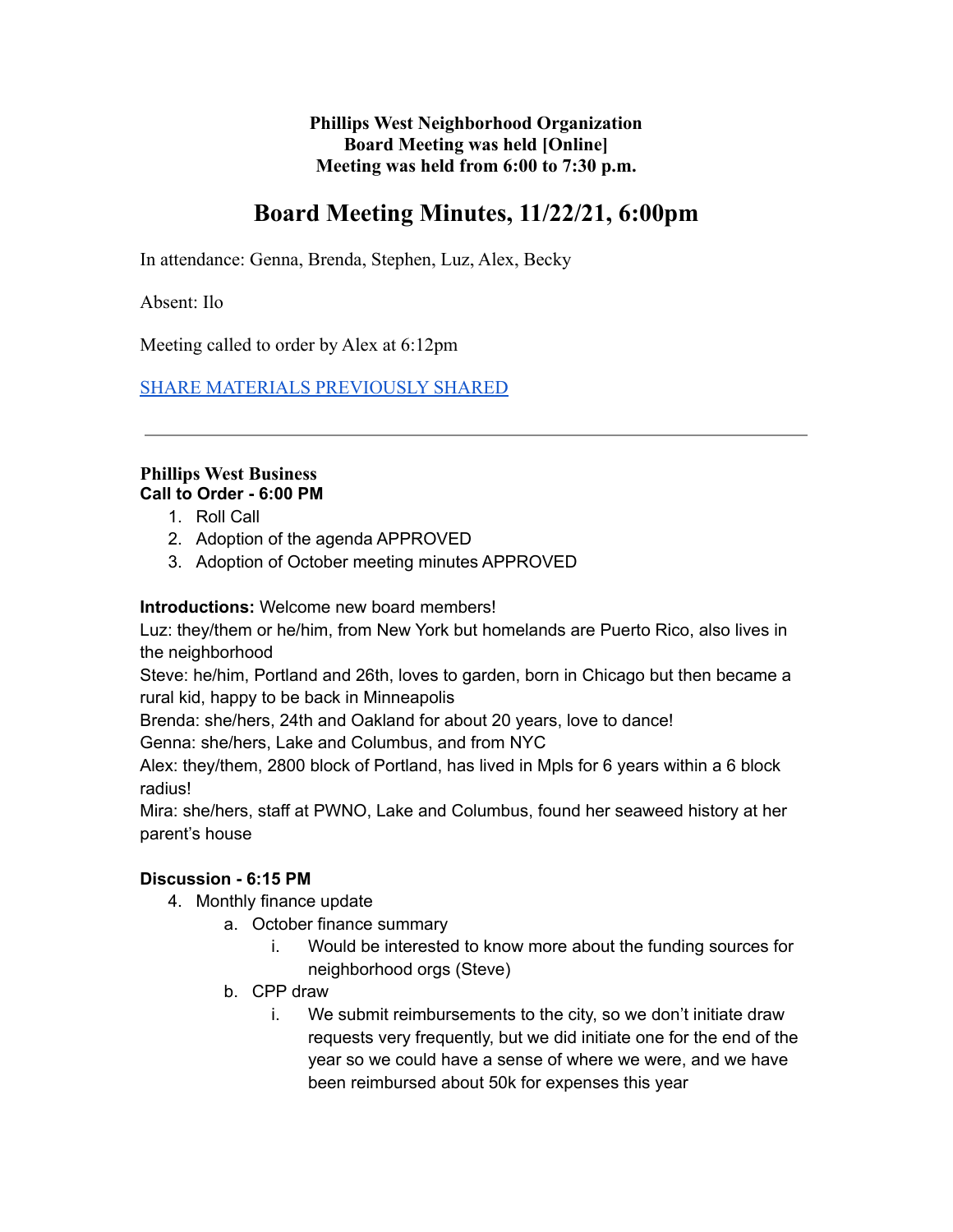**Phillips West Neighborhood Organization**
**Board Meeting was held [Online]**
**Meeting was held from 6:00 to 7:30 p.m.**

# Board Meeting Minutes, 11/22/21, 6:00pm

In attendance: Genna, Brenda, Stephen, Luz, Alex, Becky

Absent: Ilo

Meeting called to order by Alex at 6:12pm

SHARE MATERIALS PREVIOUSLY SHARED

---

**Phillips West Business**
**Call to Order - 6:00 PM**

1. Roll Call
2. Adoption of the agenda APPROVED
3. Adoption of October meeting minutes APPROVED

**Introductions:** Welcome new board members!
Luz: they/them or he/him, from New York but homelands are Puerto Rico, also lives in the neighborhood
Steve: he/him, Portland and 26th, loves to garden, born in Chicago but then became a rural kid, happy to be back in Minneapolis
Brenda: she/hers, 24th and Oakland for about 20 years, love to dance!
Genna: she/hers, Lake and Columbus, and from NYC
Alex: they/them, 2800 block of Portland, has lived in Mpls for 6 years within a 6 block radius!
Mira: she/hers, staff at PWNO, Lake and Columbus, found her seaweed history at her parent's house

**Discussion - 6:15 PM**

4. Monthly finance update
    a. October finance summary
        i. Would be interested to know more about the funding sources for neighborhood orgs (Steve)
    b. CPP draw
        i. We submit reimbursements to the city, so we don't initiate draw requests very frequently, but we did initiate one for the end of the year so we could have a sense of where we were, and we have been reimbursed about 50k for expenses this year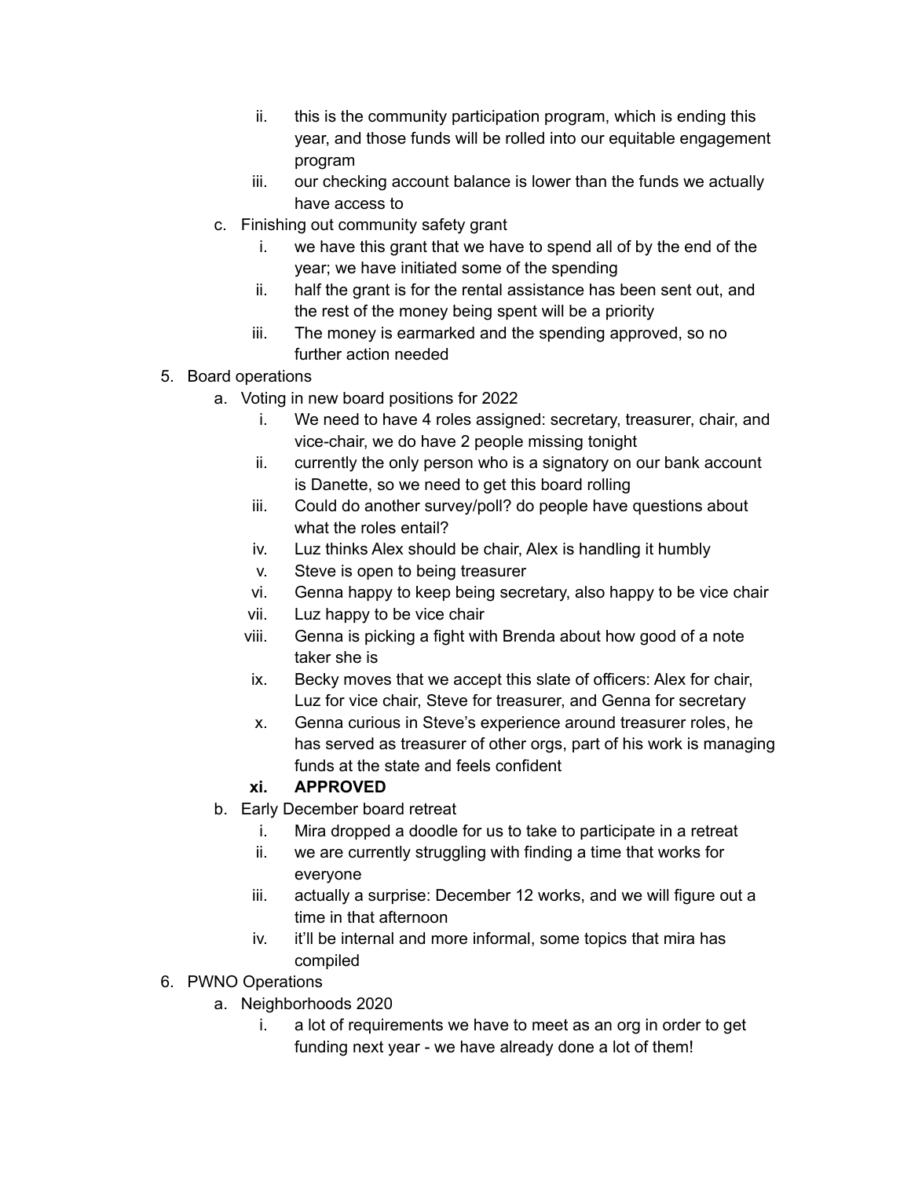ii. this is the community participation program, which is ending this year, and those funds will be rolled into our equitable engagement program
   iii. our checking account balance is lower than the funds we actually have access to

   c. Finishing out community safety grant
      i. we have this grant that we have to spend all of by the end of the year; we have initiated some of the spending
      ii. half the grant is for the rental assistance has been sent out, and the rest of the money being spent will be a priority
      iii. The money is earmarked and the spending approved, so no further action needed

5. Board operations
   a. Voting in new board positions for 2022
      i. We need to have 4 roles assigned: secretary, treasurer, chair, and vice-chair, we do have 2 people missing tonight
      ii. currently the only person who is a signatory on our bank account is Danette, so we need to get this board rolling
      iii. Could do another survey/poll? do people have questions about what the roles entail?
      iv. Luz thinks Alex should be chair, Alex is handling it humbly
      v. Steve is open to being treasurer
      vi. Genna happy to keep being secretary, also happy to be vice chair
      vii. Luz happy to be vice chair
      viii. Genna is picking a fight with Brenda about how good of a note taker she is
      ix. Becky moves that we accept this slate of officers: Alex for chair, Luz for vice chair, Steve for treasurer, and Genna for secretary
      x. Genna curious in Steve's experience around treasurer roles, he has served as treasurer of other orgs, part of his work is managing funds at the state and feels confident
      **xi. APPROVED**

   b. Early December board retreat
      i. Mira dropped a doodle for us to take to participate in a retreat
      ii. we are currently struggling with finding a time that works for everyone
      iii. actually a surprise: December 12 works, and we will figure out a time in that afternoon
      iv. it'll be internal and more informal, some topics that mira has compiled

6. PWNO Operations
   a. Neighborhoods 2020
      i. a lot of requirements we have to meet as an org in order to get funding next year - we have already done a lot of them!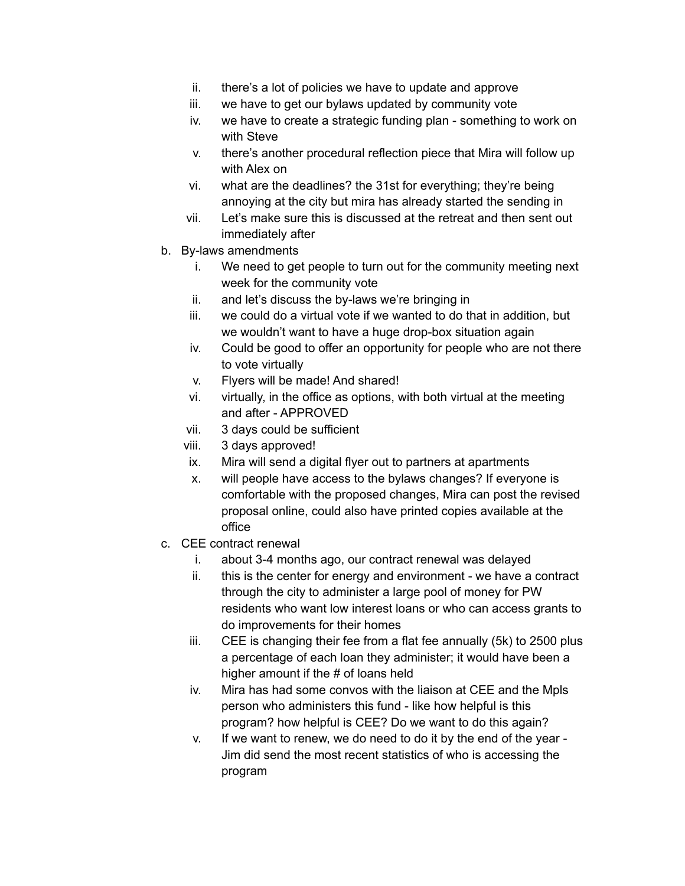ii. there's a lot of policies we have to update and approve
   iii. we have to get our bylaws updated by community vote
   iv. we have to create a strategic funding plan - something to work on with Steve
   v. there's another procedural reflection piece that Mira will follow up with Alex on
   vi. what are the deadlines? the 31st for everything; they're being annoying at the city but mira has already started the sending in
   vii. Let's make sure this is discussed at the retreat and then sent out immediately after

b. By-laws amendments
   i. We need to get people to turn out for the community meeting next week for the community vote
   ii. and let's discuss the by-laws we're bringing in
   iii. we could do a virtual vote if we wanted to do that in addition, but we wouldn't want to have a huge drop-box situation again
   iv. Could be good to offer an opportunity for people who are not there to vote virtually
   v. Flyers will be made! And shared!
   vi. virtually, in the office as options, with both virtual at the meeting and after - APPROVED
   vii. 3 days could be sufficient
   viii. 3 days approved!
   ix. Mira will send a digital flyer out to partners at apartments
   x. will people have access to the bylaws changes? If everyone is comfortable with the proposed changes, Mira can post the revised proposal online, could also have printed copies available at the office

c. CEE contract renewal
   i. about 3-4 months ago, our contract renewal was delayed
   ii. this is the center for energy and environment - we have a contract through the city to administer a large pool of money for PW residents who want low interest loans or who can access grants to do improvements for their homes
   iii. CEE is changing their fee from a flat fee annually (5k) to 2500 plus a percentage of each loan they administer; it would have been a higher amount if the # of loans held
   iv. Mira has had some convos with the liaison at CEE and the Mpls person who administers this fund - like how helpful is this program? how helpful is CEE? Do we want to do this again?
   v. If we want to renew, we do need to do it by the end of the year - Jim did send the most recent statistics of who is accessing the program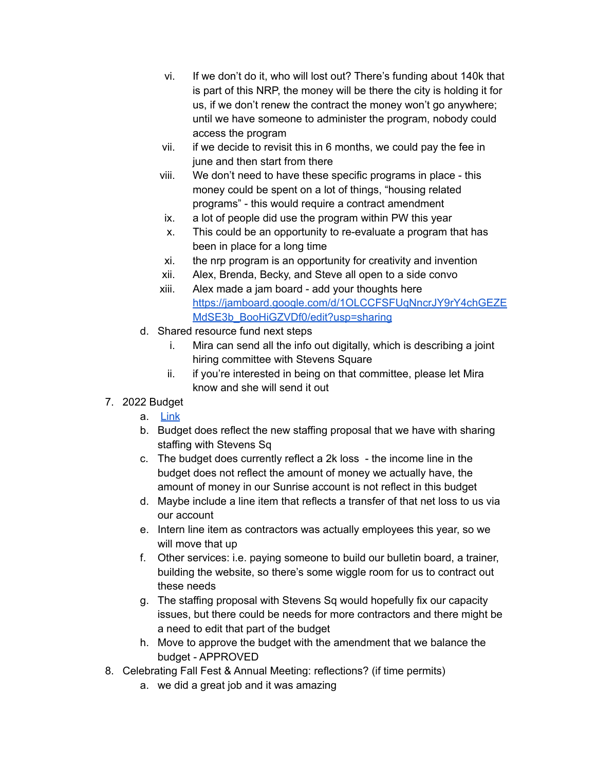vi. If we don't do it, who will lost out? There's funding about 140k that is part of this NRP, the money will be there the city is holding it for us, if we don't renew the contract the money won't go anywhere; until we have someone to administer the program, nobody could access the program
   vii. if we decide to revisit this in 6 months, we could pay the fee in june and then start from there
   viii. We don't need to have these specific programs in place - this money could be spent on a lot of things, "housing related programs" - this would require a contract amendment
   ix. a lot of people did use the program within PW this year
   x. This could be an opportunity to re-evaluate a program that has been in place for a long time
   xi. the nrp program is an opportunity for creativity and invention
   xii. Alex, Brenda, Becky, and Steve all open to a side convo
   xiii. Alex made a jam board - add your thoughts here https://jamboard.google.com/d/1OLCCFSFUqNncrJY9rY4chGEZEMdSE3b_BooHiGZVDf0/edit?usp=sharing

   d. Shared resource fund next steps
      i. Mira can send all the info out digitally, which is describing a joint hiring committee with Stevens Square
      ii. if you're interested in being on that committee, please let Mira know and she will send it out

7. 2022 Budget
   a. Link
   b. Budget does reflect the new staffing proposal that we have with sharing staffing with Stevens Sq
   c. The budget does currently reflect a 2k loss - the income line in the budget does not reflect the amount of money we actually have, the amount of money in our Sunrise account is not reflect in this budget
   d. Maybe include a line item that reflects a transfer of that net loss to us via our account
   e. Intern line item as contractors was actually employees this year, so we will move that up
   f. Other services: i.e. paying someone to build our bulletin board, a trainer, building the website, so there's some wiggle room for us to contract out these needs
   g. The staffing proposal with Stevens Sq would hopefully fix our capacity issues, but there could be needs for more contractors and there might be a need to edit that part of the budget
   h. Move to approve the budget with the amendment that we balance the budget - APPROVED

8. Celebrating Fall Fest & Annual Meeting: reflections? (if time permits)
   a. we did a great job and it was amazing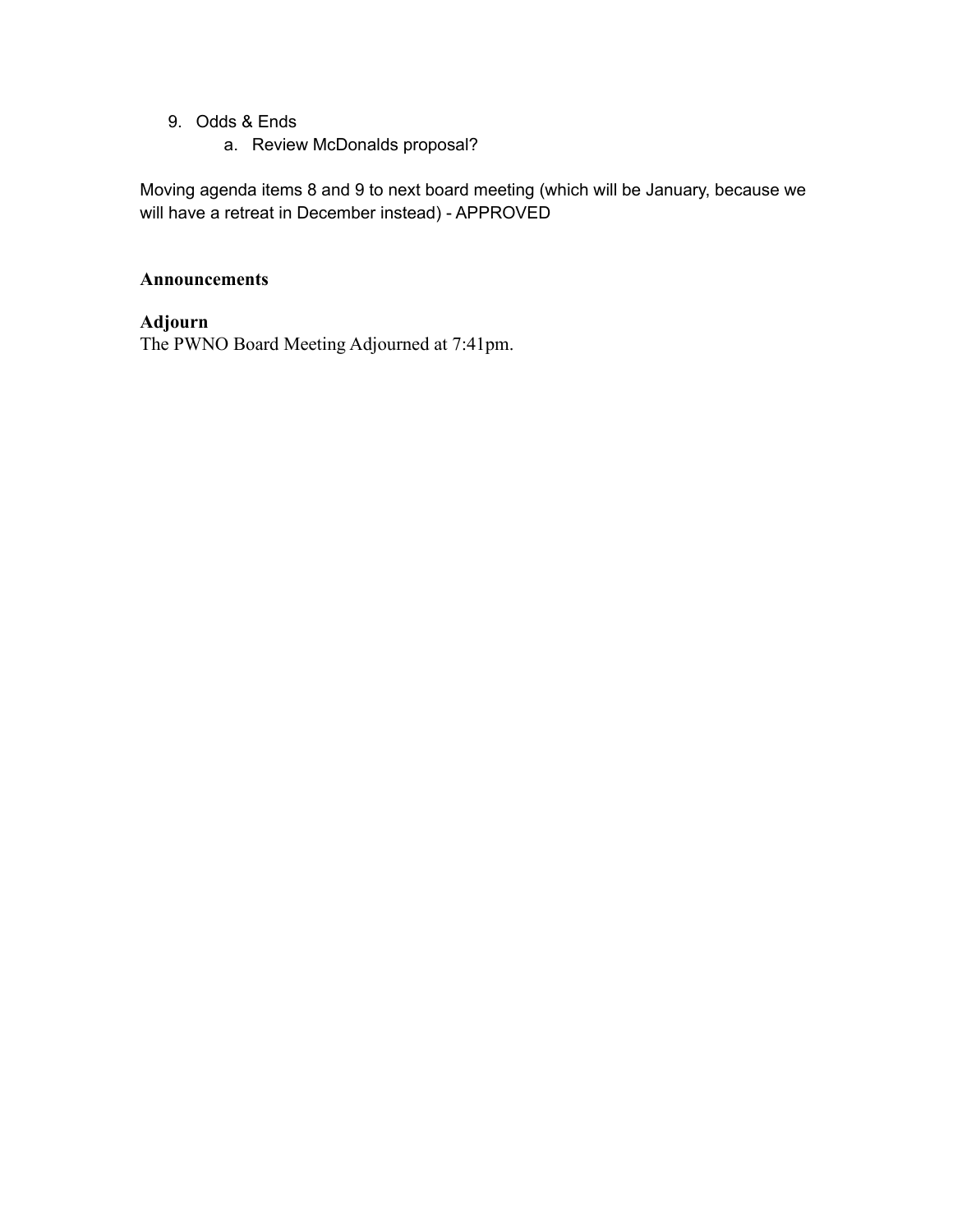9. Odds & Ends
    a. Review McDonalds proposal?

Moving agenda items 8 and 9 to next board meeting (which will be January, because we will have a retreat in December instead) - APPROVED

**Announcements**

**Adjourn**

The PWNO Board Meeting Adjourned at 7:41pm.